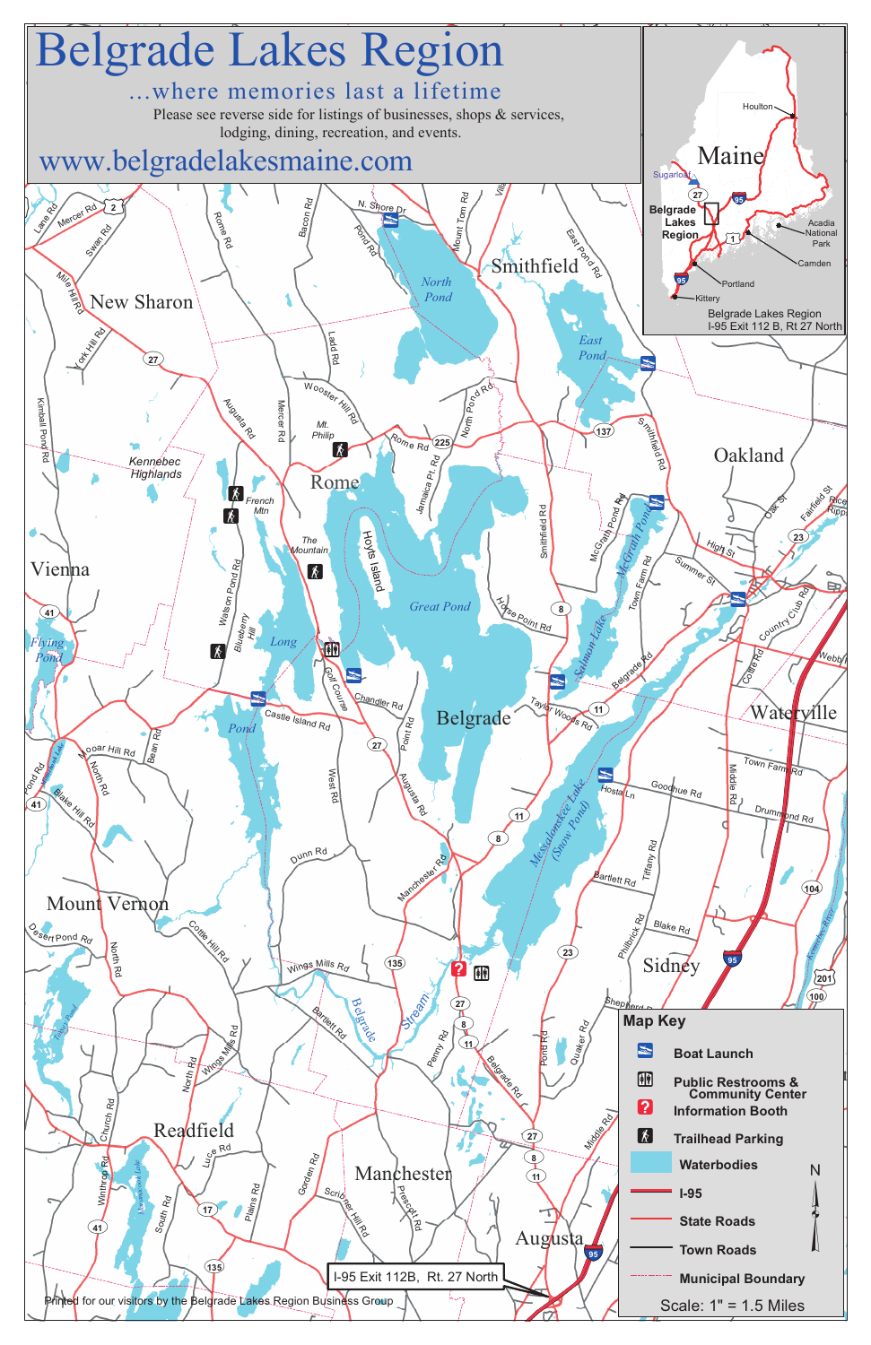# Belgrade Lakes Region

…where memories last a lifetime

Please see reverse side for listings of businesses, shops & services, lodging, dining, recreation, and events.

www.belgradelakesmaine.com

Belgrade Lakes Region
I-95 Exit 112 B, Rt 27 North

## Map Key

- Boat Launch
- Public Restrooms & Community Center
- Information Booth
- Trailhead Parking
- Waterbodies
- I-95
- State Roads
- Town Roads
- Municipal Boundary

Scale: 1" = 1.5 Miles

I-95 Exit 112B, Rt. 27 North

Printed for our visitors by the Belgrade Lakes Region Business Group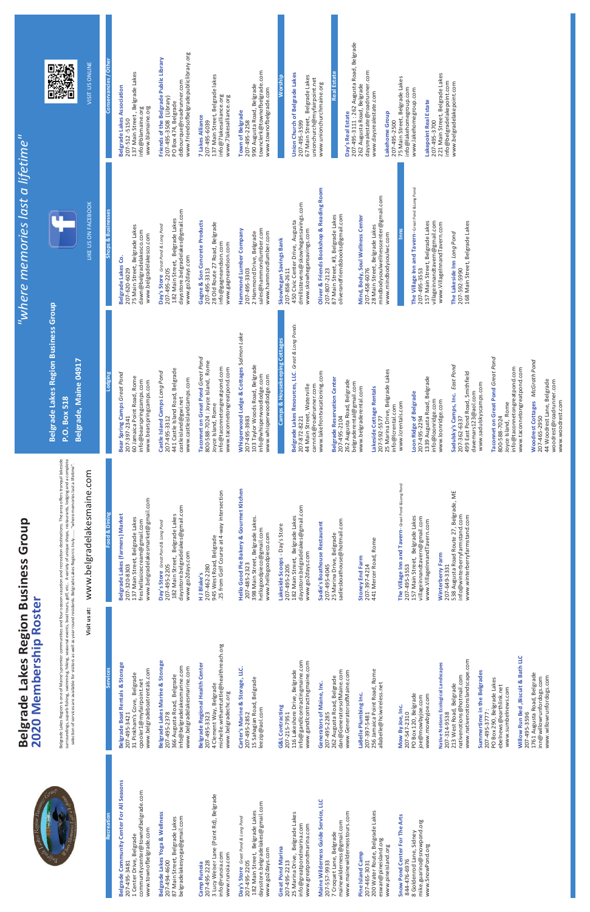# Belgrade Lakes Region Business Group

## 2020 Membership Roster

Belgrade Lakes Region is one of Maine's premier communities and four-season vacation and recreation destinations. The area offers tranquil lakeside surroundings, superb fishing, boating, hiking, seasonal events, boat tours, golf, etc. A variety of unique shops, restaurants, lodging and a complete selection of services are available for visitors as well as year round residents. Belgrade Lakes Region is truly........"where memories last a lifetime".

Visit us at: www.belgradelakesmaine.com

### Recreation

**Belgrade Community Center For All Seasons**
207-495-3481
1 Center Drive, Belgrade
communitycenter@townofbelgrade.com
www.townofbelgrade.com

**Belgrade Lakes Yoga & Wellness**
207-494-4600
87 Main Street, Belgrade Lakes
belgradelakesyoga@gmail.com

**Camp Runoia**
207-495-2228
1 Lucy Weiser Lane (Point Rd), Belgrade
info@runoia.com
www.runoia.com

**Day's Store** *Great Pond & Long Pond*
207-495-2205
182 Main Street, Belgrade Lakes
daysstore.belgradelakes@gmail.com
www.go2days.com

**Great Pond Marina**
207-495-2213
25 Marina Drive, Belgrade Lakes
info@greatpondmarina.com
www.greatpondmarina.com

**Maine Wilderness Guide Service, LLC**
207-557-9933
7 Croquet Lane, Belgrade
mainewilderness@gmail.com
www.mainewildernesstours.com

**Pine Island Camp**
207-465-3031
200 Water Route, Belgrade Lakes
eswan@pineisland.org
www.pineisland.org

**Snow Pond Center For The Arts**
844-476-6976
8 Goldenrod Lane, Sidney
mike.guarino@snowpond.org
www.SnowPond.org

### Services

**Belgrade Boat Rentals & Storage**
207-495-3421
31 Pinkham's Cove, Belgrade
cpooler1@myfairpoint.net
www.belgradeboatrentals.com

**Belgrade Lakes Marine & Storage**
207-495-2378
366 Augusta Road, Belgrade
info@belgradelakesmarine.com
www.belgradelakesmarine.com

**Belgrade Regional Health Center**
207-495-3323
4 Clement Way, Belgrade
micheleo@healthreach.org
www.belgradechc.org

**Carter's Marine & Storage, LLC.**
207-495-2857
15 Smith Road, Belgrade
leezip@aol.com

**G&L Contracting**
207-215-7951
116 Lakeshore Drive, Belgrade
info@glandlcontractingmaine.com
www.glandlcontractingmaine.com

**Generators of Maine, Inc.**
207-495-2285
262 Augusta Road, Belgrade
dan@GeneratorsofMaine.com
www.GeneratorsofMaine.com

**LaBelle Plumbing Inc.**
207-397-5481
256 Jamaica Point Road, Rome
allabelle@hcwireless.net

**Mow By Joe, Inc.**
207-547-2310
PO Box 120, Belgrade
joe@mowbyjoe.com
www.mowbyjoe.com

**Native Notions Ecological Landscapes**
207-314-9538
213 West Road, Belgrade
nativenotions@hotmail.com
www.nativenotionslandscape.com

**Summertime in the Belgrades**
207-495-3777 ;
PO Box 290, Belgrade Lakes
ebelnews@earthlink.net
www.sumbelnews.com

**Willow Run Bed, Biscuit & Bath LLC**
207-495-3556
1761 Augusta Road, Belgrade
inn@willowrunfordogs.com
www.willowrunfordogs.com

### Food & Dining

**Belgrade Lakes (Farmers) Market**
207-520-9803
137 Main Street, Belgrade Lakes
freshlakesicecream@gmail.com
www.belgradelakesmarket@gmail.com

**Day's Store** *Great Pond & Long Pond*
207-495-2205
182 Main Street, Belgrade Lakes
daysstore.belgradelakes@gmail.com
www.go2days.com

**H J Blake's**
207-462-2280
945 West Road, Belgrade
.25 from Golf Course at 4-way intersection

**Hello Good Pie Bakery & Gourmet Kitchen**
207-485-2323
39 Main Street, Belgrade Lakes.
hellogoodpieco@gmail.com
www.hellogoodpieco.com

**Lakeside Scoops - Day's Store**
207-495-2205
182 Main Street, Belgrade Lakes
daysstore.belgradelakes@gmail.com
www.go2days.com

**Sadie's Boathouse Restaurant**
207-495-4045
25 Marina Drive, Belgrade
sadiesboathouse@hotmail.com

**Stoney End Farm**
207-397-4214
441 Mercer Road, Rome

**The Village Inn and Tavern** - *Great Pond & Long Pond*
207-495-3553
157 Main Street, Belgrade Lakes
villageinnandtavern@gmail.com
www.VillageInnandTavern.com

**Winterberry Farm**
207-649-3331
538 Augusta Route 27, Belgrade, ME
info@winterberryfarmstand.com
www.winterberryfarmstand.com

### Belgrade Lakes Region Business Group

P.O. Box 518
Belgrade, Maine 04917

### Lodging

**Bear Spring Camps** *Great Pond*
207-397-2341
60 Jamaica Point Road, Rome
info@bearspringcamps.com
www.bearspringcamps.com

**Castle Island Camps** *Long Pond*
207-495-3312
441 Castle Island Road, Belgrade
castleisland@gwi.net
www.castleislandcamps.com

**Taconnet on Great Pond** *Great Pond*
800-588-7024 : Joyce Island, Rome
Joyce Island, Rome
info@taconnetongreatpond.com
www.taconnetongreatpond.com

**Whisperwood Lodge & Cottages** *Salmon Lake*
207-495-3983
131 Whisperwoods Road, Belgrade
info@whisperwoodlodge.com
www.whisperwoodlodge.com

### Camps & Housekeeping Cottages

**Belgrade Lakes Resources, LLC.** *Great & Long Ponds*
207-872-8221
44 Main Street, Waterville
cmrrick@roadrunner.com
www.lakefrontvacationing.com

**Belgrade Reservation Center**
207-495-2104
262 Augusta Road, Belgrade
belgraderental@gmail.com
www.belgraderental.com

**Lakeside Cottage Rentals**
207-592-5577
25 Marina Drive, Belgrade Lakes
info@lcrental.com
www.lcrentals.com

**Loon Ridge of Belgrade**
207-495-2294
1339 Augusta Road, Belgrade
info@loonridge.com
www.loonridge.com

**Sadulsky's Camps, Inc.** *East Pond*
207-362-6337
499 East Pond Road, Smithfield
davemars123@aol.com
www.sadulskyscamps.com

**Taconnet on Great Pond** *Great Pond*
800-588-7024
Joyce Island, Rome
info@taconnetongreatpond.com
www.taconnetongreatpond.com

**Woodrest Cottages** *McGrath Pond*
207-465-2950
44 Woodrest Lane, Belgrade
woodrest@roadrunner.com
www.woodrest.com

### Shops & Businesses

LIKE US ON FACEBOOK

**Belgrade Lakes Co.**
207-620-6029
75 Main Street, Belgrade Lakes
dawn@belgradelakesco.com
www.belgradelakesco.com

**Day's Store** *Great Pond & Long Pond*
207-495-2205
182 Main Street, Belgrade Lakes
daysstore.belgradelakes@gmail.com
www.go2days.com

**Gagne & Son Concrete Products**
207-495-3313
28 Old Route 27 Road, Belgrade
info@gagneandson.com
www.gagneandson.com

**Hammond Lumber Company**
207-495-3303
2 Hammond Drive, Belgrade
sales@hammondlumber.com
www.hammondlumber.com

**Skowhegan Savings Bank**
207-858-2611
450 Civic Center Drive, Augusta
dmillsstevens@skowhegansavings.com
www.skowhegansavings.com

**Oliver & Friends Bookshop & Reading Room**
207-807-2123
87 Main Street, #3, Belgrade Lakes
oliverandfriendsbooks@gmail.com

**Mind, Body, Soul Wellness Center**
207-458-6076
28 Main Street, Belgrade Lakes
mindbodysoulwellnesscenter@gmail.com
www.mindbodysoulwc.com

### Inns

**The Village Inn and Tavern** - *Great Pond & Long Pond*
207-495-3553
157 Main Street, Belgrade Lakes
villageinnandtavern@gmail.com
www.VillageInnandTavern.com

**The Lakeside Inn** *Long Pond*
207-592-5990
168 Main Street, Belgrade Lakes

### "where memories last a lifetime"

VISIT US ONLINE

### Conservancies / Other

**Belgrade Lakes Association**
207-512-5150
137 Main Street, Belgrade Lakes
info@blamaine.org
www.blamaine.org

**Friends of the Belgrade Public Library**
207-495-3508 (Library)
PO Box 474, Belgrade
ddbourque@roadrunner.com
www.friendsofbelgradepubliclibrary.org

**7 Lakes Alliance**
207-495-6039
137 Main Street, Belgrade lakes
info@7lakesalliance.org
www.7lakesalliance.org

**Town of Belgrade**
207-495-2258
990 Augusta Road, Belgrade
townclerk@townofbelgrade.com
www.townofbelgrade.com

### Worship

**Union Church of Belgrade Lakes**
207-495-3599
67 Main Street, Belgrade Lakes
unionchurch@myfairpoint.net
www.unionchurchmaine.org

### Real Estate

**Day's Real Estate**
207-495-3111 : 262 Augusta Road, Belgrade
262 Augusta Road, Belgrade
daysrealestate@roadrunner.com
www.daysrealestate.com

**Lakehome Group**
207-495-2900
75 Main Street, Belgrade Lakes
info@lakehomegroup.com
www.lakehomegroup.com

**Lakepoint Real Estate**
207-495-3700
221 Main Street, Belgrade Lakes
info@belgradelakepoint.com
www.belgradelakepoint.com